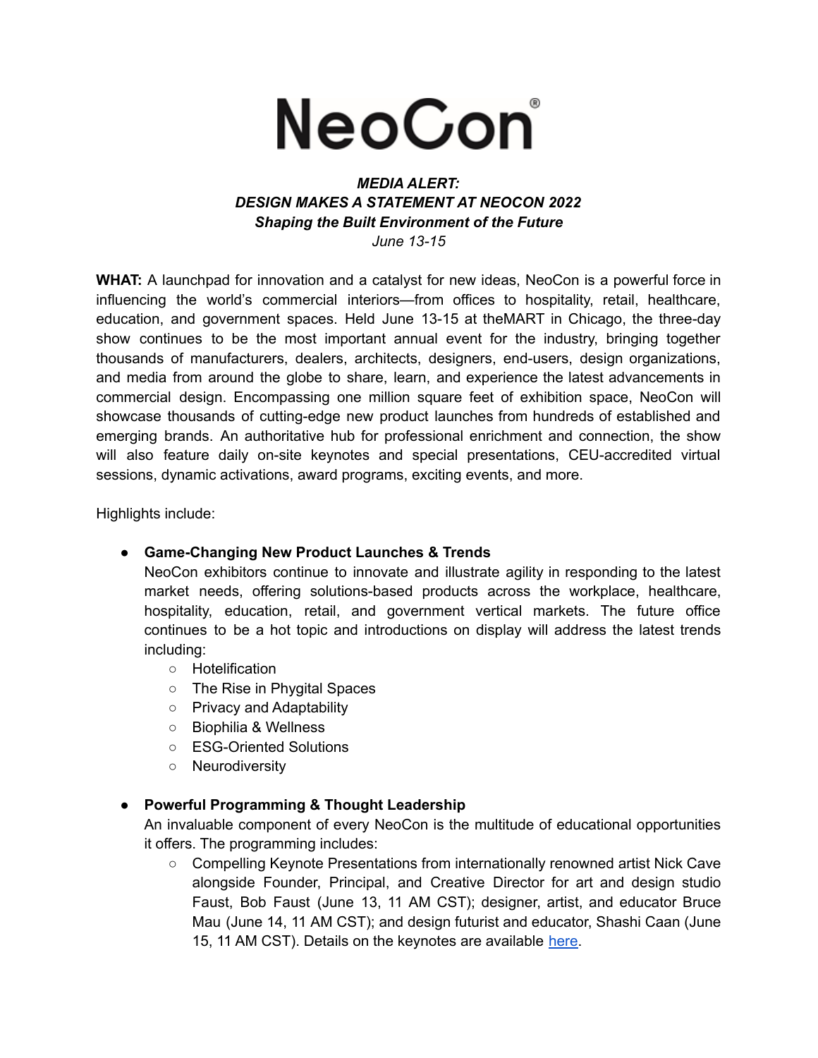# NeoCon®

***MEDIA ALERT:***
***DESIGN MAKES A STATEMENT AT NEOCON 2022***
***Shaping the Built Environment of the Future***
*June 13-15*

**WHAT:** A launchpad for innovation and a catalyst for new ideas, NeoCon is a powerful force in influencing the world's commercial interiors—from offices to hospitality, retail, healthcare, education, and government spaces. Held June 13-15 at theMART in Chicago, the three-day show continues to be the most important annual event for the industry, bringing together thousands of manufacturers, dealers, architects, designers, end-users, design organizations, and media from around the globe to share, learn, and experience the latest advancements in commercial design. Encompassing one million square feet of exhibition space, NeoCon will showcase thousands of cutting-edge new product launches from hundreds of established and emerging brands. An authoritative hub for professional enrichment and connection, the show will also feature daily on-site keynotes and special presentations, CEU-accredited virtual sessions, dynamic activations, award programs, exciting events, and more.

Highlights include:

- **Game-Changing New Product Launches & Trends**
  NeoCon exhibitors continue to innovate and illustrate agility in responding to the latest market needs, offering solutions-based products across the workplace, healthcare, hospitality, education, retail, and government vertical markets. The future office continues to be a hot topic and introductions on display will address the latest trends including:
  - Hotelification
  - The Rise in Phygital Spaces
  - Privacy and Adaptability
  - Biophilia & Wellness
  - ESG-Oriented Solutions
  - Neurodiversity

- **Powerful Programming & Thought Leadership**
  An invaluable component of every NeoCon is the multitude of educational opportunities it offers. The programming includes:
  - Compelling Keynote Presentations from internationally renowned artist Nick Cave alongside Founder, Principal, and Creative Director for art and design studio Faust, Bob Faust (June 13, 11 AM CST); designer, artist, and educator Bruce Mau (June 14, 11 AM CST); and design futurist and educator, Shashi Caan (June 15, 11 AM CST). Details on the keynotes are available here.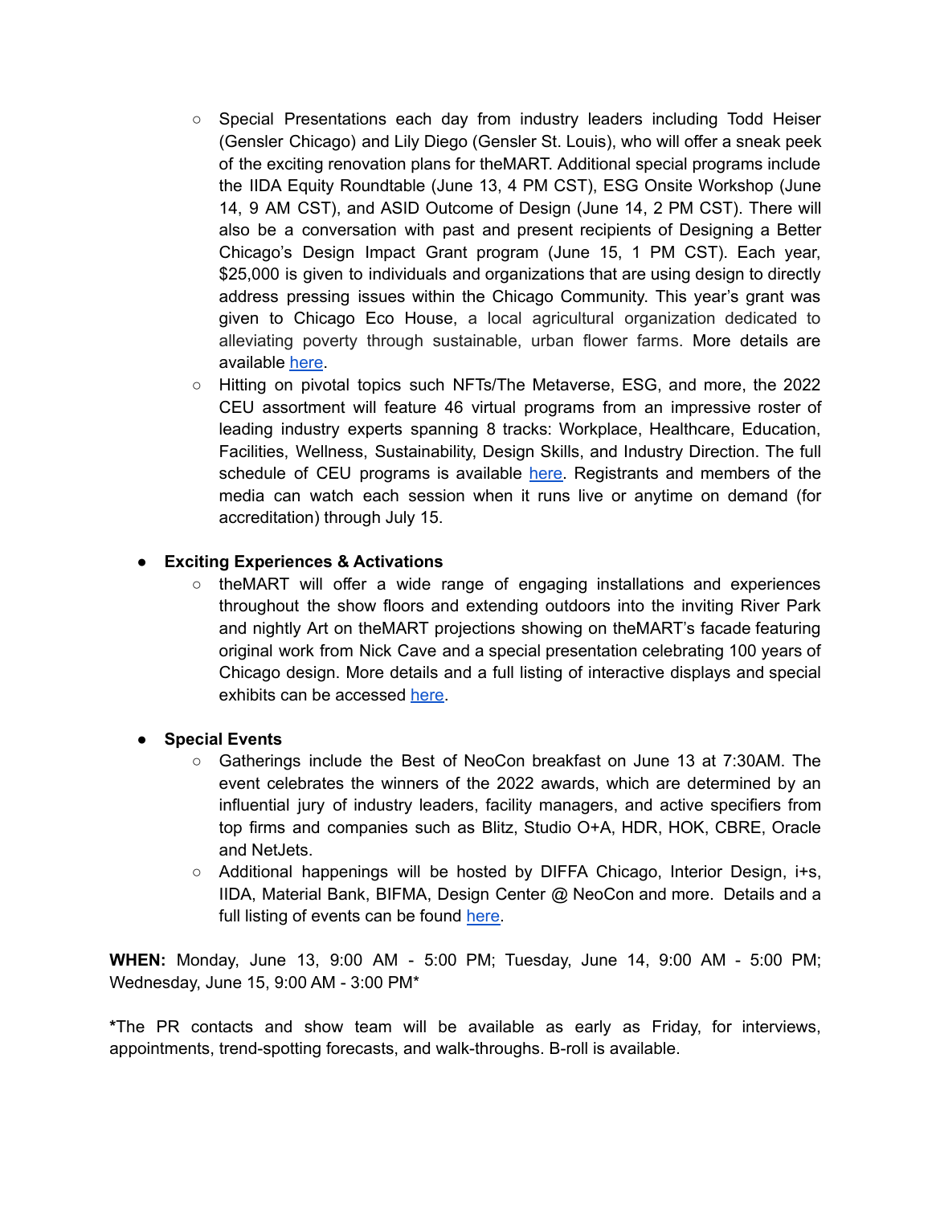- Special Presentations each day from industry leaders including Todd Heiser (Gensler Chicago) and Lily Diego (Gensler St. Louis), who will offer a sneak peek of the exciting renovation plans for theMART. Additional special programs include the IIDA Equity Roundtable (June 13, 4 PM CST), ESG Onsite Workshop (June 14, 9 AM CST), and ASID Outcome of Design (June 14, 2 PM CST). There will also be a conversation with past and present recipients of Designing a Better Chicago's Design Impact Grant program (June 15, 1 PM CST). Each year, $25,000 is given to individuals and organizations that are using design to directly address pressing issues within the Chicago Community. This year's grant was given to Chicago Eco House, a local agricultural organization dedicated to alleviating poverty through sustainable, urban flower farms. More details are available here.
  - Hitting on pivotal topics such NFTs/The Metaverse, ESG, and more, the 2022 CEU assortment will feature 46 virtual programs from an impressive roster of leading industry experts spanning 8 tracks: Workplace, Healthcare, Education, Facilities, Wellness, Sustainability, Design Skills, and Industry Direction. The full schedule of CEU programs is available here. Registrants and members of the media can watch each session when it runs live or anytime on demand (for accreditation) through July 15.

- **Exciting Experiences & Activations**
  - theMART will offer a wide range of engaging installations and experiences throughout the show floors and extending outdoors into the inviting River Park and nightly Art on theMART projections showing on theMART's facade featuring original work from Nick Cave and a special presentation celebrating 100 years of Chicago design. More details and a full listing of interactive displays and special exhibits can be accessed here.

- **Special Events**
  - Gatherings include the Best of NeoCon breakfast on June 13 at 7:30AM. The event celebrates the winners of the 2022 awards, which are determined by an influential jury of industry leaders, facility managers, and active specifiers from top firms and companies such as Blitz, Studio O+A, HDR, HOK, CBRE, Oracle and NetJets.
  - Additional happenings will be hosted by DIFFA Chicago, Interior Design, i+s, IIDA, Material Bank, BIFMA, Design Center @ NeoCon and more. Details and a full listing of events can be found here.

**WHEN:** Monday, June 13, 9:00 AM - 5:00 PM; Tuesday, June 14, 9:00 AM - 5:00 PM; Wednesday, June 15, 9:00 AM - 3:00 PM*

***The PR contacts and show team will be available as early as Friday, for interviews, appointments, trend-spotting forecasts, and walk-throughs. B-roll is available.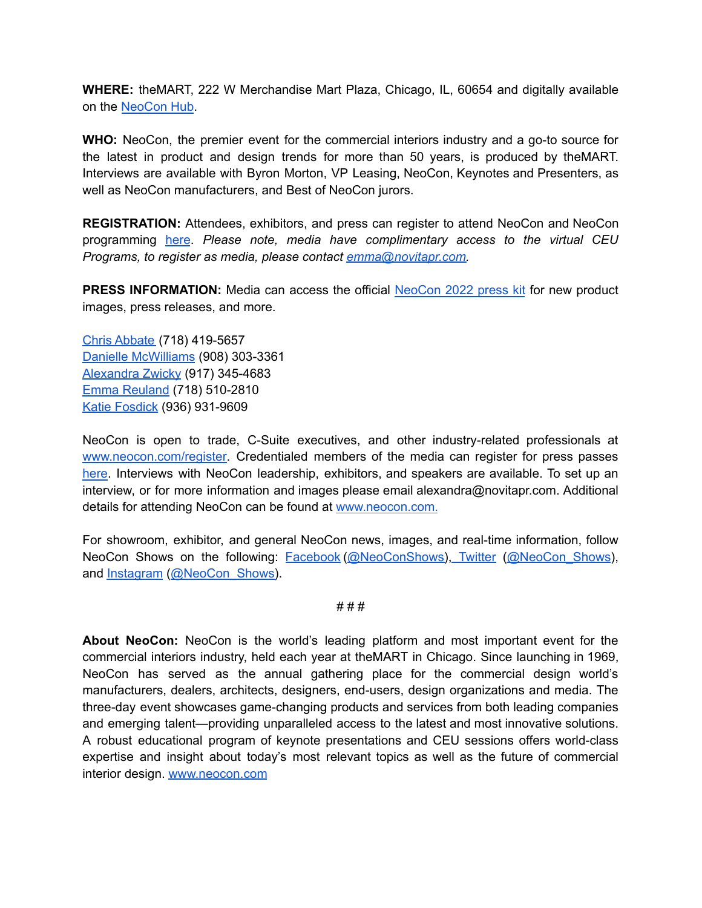**WHERE:** theMART, 222 W Merchandise Mart Plaza, Chicago, IL, 60654 and digitally available on the NeoCon Hub.

**WHO:** NeoCon, the premier event for the commercial interiors industry and a go-to source for the latest in product and design trends for more than 50 years, is produced by theMART. Interviews are available with Byron Morton, VP Leasing, NeoCon, Keynotes and Presenters, as well as NeoCon manufacturers, and Best of NeoCon jurors.

**REGISTRATION:** Attendees, exhibitors, and press can register to attend NeoCon and NeoCon programming here. *Please note, media have complimentary access to the virtual CEU Programs, to register as media, please contact emma@novitapr.com.*

**PRESS INFORMATION:** Media can access the official NeoCon 2022 press kit for new product images, press releases, and more.

Chris Abbate (718) 419-5657
Danielle McWilliams (908) 303-3361
Alexandra Zwicky (917) 345-4683
Emma Reuland (718) 510-2810
Katie Fosdick (936) 931-9609

NeoCon is open to trade, C-Suite executives, and other industry-related professionals at www.neocon.com/register. Credentialed members of the media can register for press passes here. Interviews with NeoCon leadership, exhibitors, and speakers are available. To set up an interview, or for more information and images please email alexandra@novitapr.com. Additional details for attending NeoCon can be found at www.neocon.com.

For showroom, exhibitor, and general NeoCon news, images, and real-time information, follow NeoCon Shows on the following: Facebook (@NeoConShows), Twitter (@NeoCon_Shows), and Instagram (@NeoCon_Shows).

###

**About NeoCon:** NeoCon is the world's leading platform and most important event for the commercial interiors industry, held each year at theMART in Chicago. Since launching in 1969, NeoCon has served as the annual gathering place for the commercial design world's manufacturers, dealers, architects, designers, end-users, design organizations and media. The three-day event showcases game-changing products and services from both leading companies and emerging talent—providing unparalleled access to the latest and most innovative solutions. A robust educational program of keynote presentations and CEU sessions offers world-class expertise and insight about today's most relevant topics as well as the future of commercial interior design. www.neocon.com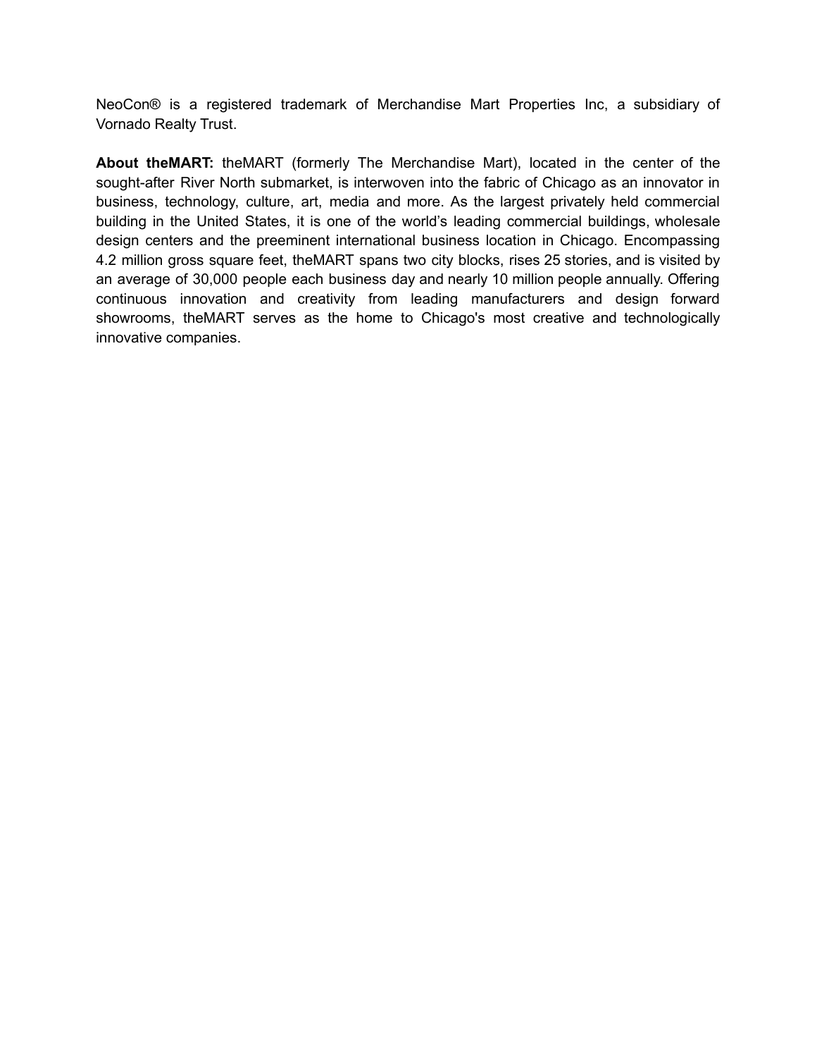NeoCon® is a registered trademark of Merchandise Mart Properties Inc, a subsidiary of Vornado Realty Trust.

**About theMART:** theMART (formerly The Merchandise Mart), located in the center of the sought-after River North submarket, is interwoven into the fabric of Chicago as an innovator in business, technology, culture, art, media and more. As the largest privately held commercial building in the United States, it is one of the world's leading commercial buildings, wholesale design centers and the preeminent international business location in Chicago. Encompassing 4.2 million gross square feet, theMART spans two city blocks, rises 25 stories, and is visited by an average of 30,000 people each business day and nearly 10 million people annually. Offering continuous innovation and creativity from leading manufacturers and design forward showrooms, theMART serves as the home to Chicago's most creative and technologically innovative companies.